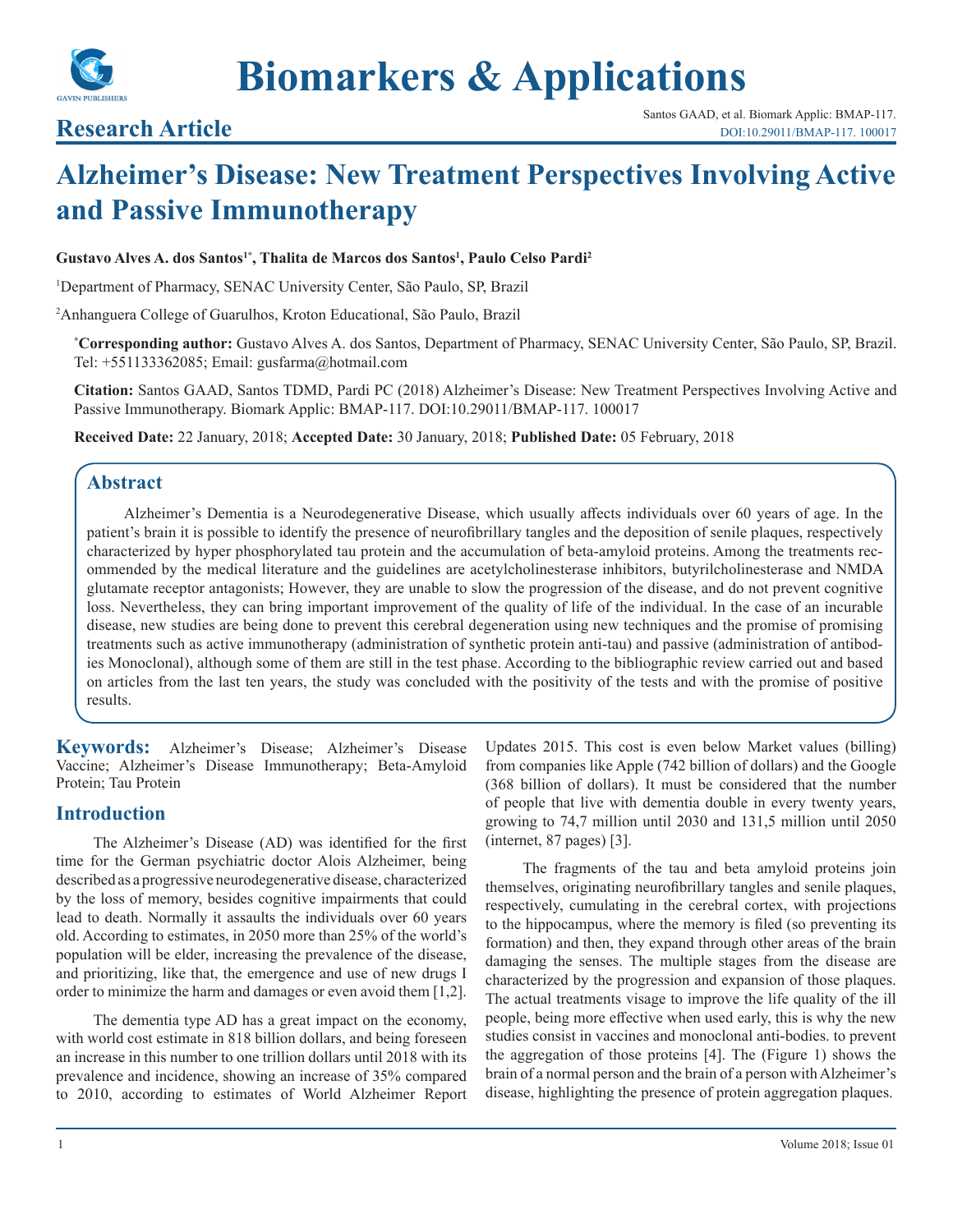# Biomarkers & Applications

**Research Article**

Santos GAAD, et al. Biomark Applic: BMAP-117. DOI:10.29011/BMAP-117. 100017

# Alzheimer's Disease: New Treatment Perspectives Involving Active and Passive Immunotherapy

**Gustavo Alves A. dos Santos[1*], Thalita de Marcos dos Santos[1], Paulo Celso Pardi[2]**

[1]Department of Pharmacy, SENAC University Center, São Paulo, SP, Brazil

[2]Anhanguera College of Guarulhos, Kroton Educational, São Paulo, Brazil

**[*]Corresponding author:** Gustavo Alves A. dos Santos, Department of Pharmacy, SENAC University Center, São Paulo, SP, Brazil. Tel: +551133362085; Email: gusfarma@hotmail.com

**Citation:** Santos GAAD, Santos TDM, Pardi PC (2018) Alzheimer's Disease: New Treatment Perspectives Involving Active and Passive Immunotherapy. Biomark Applic: BMAP-117. DOI:10.29011/BMAP-117. 100017

**Received Date:** 22 January, 2018; **Accepted Date:** 30 January, 2018; **Published Date:** 05 February, 2018

## Abstract

Alzheimer's Dementia is a Neurodegenerative Disease, which usually affects individuals over 60 years of age. In the patient's brain it is possible to identify the presence of neurofibrillary tangles and the deposition of senile plaques, respectively characterized by hyper phosphorylated tau protein and the accumulation of beta-amyloid proteins. Among the treatments recommended by the medical literature and the guidelines are acetylcholinesterase inhibitors, butyrilcholinesterase and NMDA glutamate receptor antagonists; However, they are unable to slow the progression of the disease, and do not prevent cognitive loss. Nevertheless, they can bring important improvement of the quality of life of the individual. In the case of an incurable disease, new studies are being done to prevent this cerebral degeneration using new techniques and the promise of promising treatments such as active immunotherapy (administration of synthetic protein anti-tau) and passive (administration of antibodies Monoclonal), although some of them are still in the test phase. According to the bibliographic review carried out and based on articles from the last ten years, the study was concluded with the positivity of the tests and with the promise of positive results.

**Keywords:** Alzheimer's Disease; Alzheimer's Disease Vaccine; Alzheimer's Disease Immunotherapy; Beta-Amyloid Protein; Tau Protein

## Introduction

The Alzheimer's Disease (AD) was identified for the first time for the German psychiatric doctor Alois Alzheimer, being described as a progressive neurodegenerative disease, characterized by the loss of memory, besides cognitive impairments that could lead to death. Normally it assaults the individuals over 60 years old. According to estimates, in 2050 more than 25% of the world's population will be elder, increasing the prevalence of the disease, and prioritizing, like that, the emergence and use of new drugs I order to minimize the harm and damages or even avoid them [1,2].

The dementia type AD has a great impact on the economy, with world cost estimate in 818 billion dollars, and being foreseen an increase in this number to one trillion dollars until 2018 with its prevalence and incidence, showing an increase of 35% compared to 2010, according to estimates of World Alzheimer Report Updates 2015. This cost is even below Market values (billing) from companies like Apple (742 billion of dollars) and the Google (368 billion of dollars). It must be considered that the number of people that live with dementia double in every twenty years, growing to 74,7 million until 2030 and 131,5 million until 2050 (internet, 87 pages) [3].

The fragments of the tau and beta amyloid proteins join themselves, originating neurofibrillary tangles and senile plaques, respectively, cumulating in the cerebral cortex, with projections to the hippocampus, where the memory is filed (so preventing its formation) and then, they expand through other areas of the brain damaging the senses. The multiple stages from the disease are characterized by the progression and expansion of those plaques. The actual treatments visage to improve the life quality of the ill people, being more effective when used early, this is why the new studies consist in vaccines and monoclonal anti-bodies. to prevent the aggregation of those proteins [4]. The (Figure 1) shows the brain of a normal person and the brain of a person with Alzheimer's disease, highlighting the presence of protein aggregation plaques.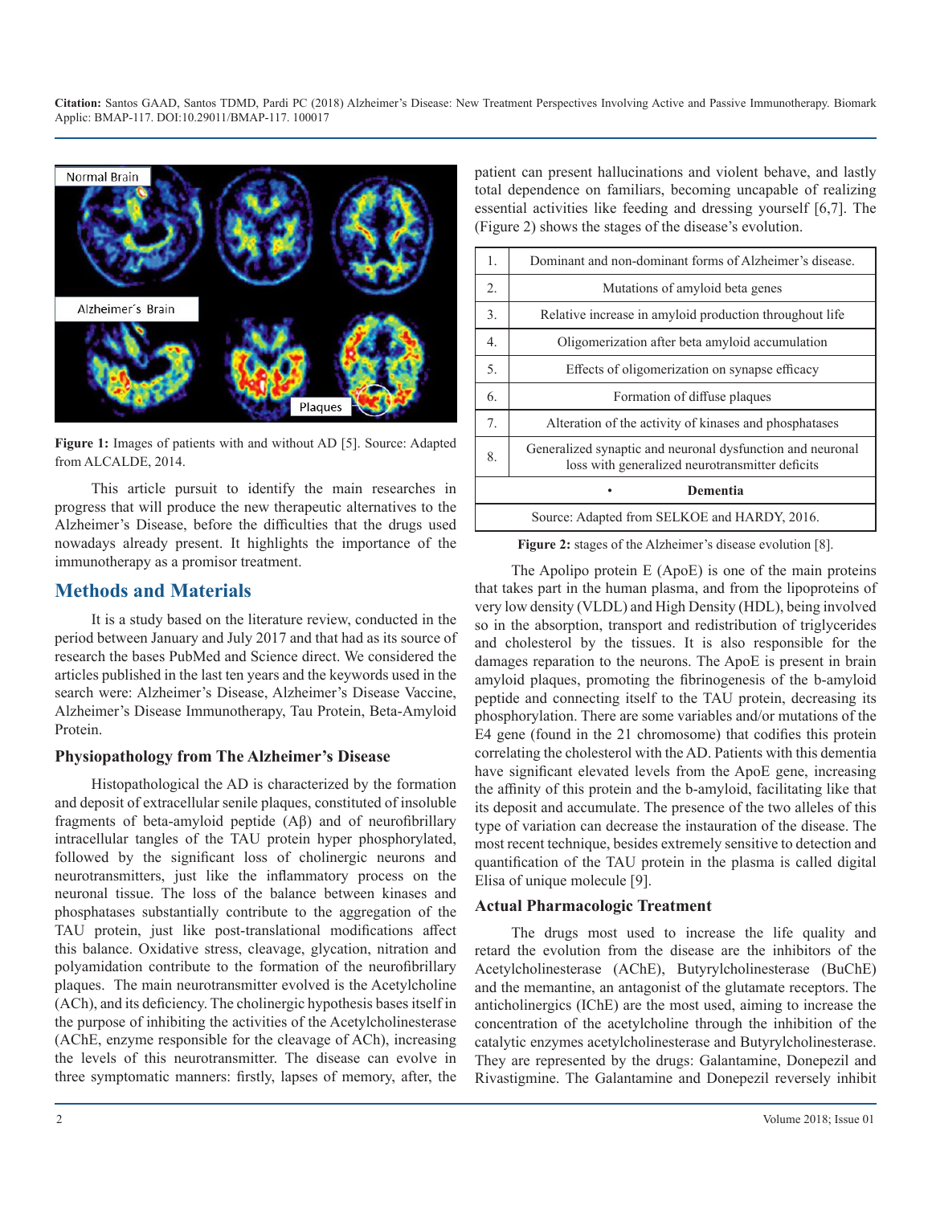Normal Brain

Alzheimer´s Brain

Plaques

**Figure 1:** Images of patients with and without AD [5]. Source: Adapted from ALCALDE, 2014.

This article pursuit to identify the main researches in progress that will produce the new therapeutic alternatives to the Alzheimer's Disease, before the difficulties that the drugs used nowadays already present. It highlights the importance of the immunotherapy as a promisor treatment.

## Methods and Materials

It is a study based on the literature review, conducted in the period between January and July 2017 and that had as its source of research the bases PubMed and Science direct. We considered the articles published in the last ten years and the keywords used in the search were: Alzheimer's Disease, Alzheimer's Disease Vaccine, Alzheimer's Disease Immunotherapy, Tau Protein, Beta-Amyloid Protein.

### Physiopathology from The Alzheimer's Disease

Histopathological the AD is characterized by the formation and deposit of extracellular senile plaques, constituted of insoluble fragments of beta-amyloid peptide (Aβ) and of neurofibrillary intracellular tangles of the TAU protein hyper phosphorylated, followed by the significant loss of cholinergic neurons and neurotransmitters, just like the inflammatory process on the neuronal tissue. The loss of the balance between kinases and phosphatases substantially contribute to the aggregation of the TAU protein, just like post-translational modifications affect this balance. Oxidative stress, cleavage, glycation, nitration and polyamidation contribute to the formation of the neurofibrillary plaques. The main neurotransmitter evolved is the Acetylcholine (ACh), and its deficiency. The cholinergic hypothesis bases itself in the purpose of inhibiting the activities of the Acetylcholinesterase (AChE, enzyme responsible for the cleavage of ACh), increasing the levels of this neurotransmitter. The disease can evolve in three symptomatic manners: firstly, lapses of memory, after, the patient can present hallucinations and violent behave, and lastly total dependence on familiars, becoming uncapable of realizing essential activities like feeding and dressing yourself [6,7]. The (Figure 2) shows the stages of the disease's evolution.

| | |
|---|---|
| 1. | Dominant and non-dominant forms of Alzheimer's disease. |
| 2. | Mutations of amyloid beta genes |
| 3. | Relative increase in amyloid production throughout life |
| 4. | Oligomerization after beta amyloid accumulation |
| 5. | Effects of oligomerization on synapse efficacy |
| 6. | Formation of diffuse plaques |
| 7. | Alteration of the activity of kinases and phosphatases |
| 8. | Generalized synaptic and neuronal dysfunction and neuronal loss with generalized neurotransmitter deficits |
| • | **Dementia** |
| | Source: Adapted from SELKOE and HARDY, 2016. |

**Figure 2:** stages of the Alzheimer's disease evolution [8].

The Apolipo protein E (ApoE) is one of the main proteins that takes part in the human plasma, and from the lipoproteins of very low density (VLDL) and High Density (HDL), being involved so in the absorption, transport and redistribution of triglycerides and cholesterol by the tissues. It is also responsible for the damages reparation to the neurons. The ApoE is present in brain amyloid plaques, promoting the fibrinogenesis of the b-amyloid peptide and connecting itself to the TAU protein, decreasing its phosphorylation. There are some variables and/or mutations of the E4 gene (found in the 21 chromosome) that codifies this protein correlating the cholesterol with the AD. Patients with this dementia have significant elevated levels from the ApoE gene, increasing the affinity of this protein and the b-amyloid, facilitating like that its deposit and accumulate. The presence of the two alleles of this type of variation can decrease the instauration of the disease. The most recent technique, besides extremely sensitive to detection and quantification of the TAU protein in the plasma is called digital Elisa of unique molecule [9].

### Actual Pharmacologic Treatment

The drugs most used to increase the life quality and retard the evolution from the disease are the inhibitors of the Acetylcholinesterase (AChE), Butyrylcholinesterase (BuChE) and the memantine, an antagonist of the glutamate receptors. The anticholinergics (IChE) are the most used, aiming to increase the concentration of the acetylcholine through the inhibition of the catalytic enzymes acetylcholinesterase and Butyrylcholinesterase. They are represented by the drugs: Galantamine, Donepezil and Rivastigmine. The Galantamine and Donepezil reversely inhibit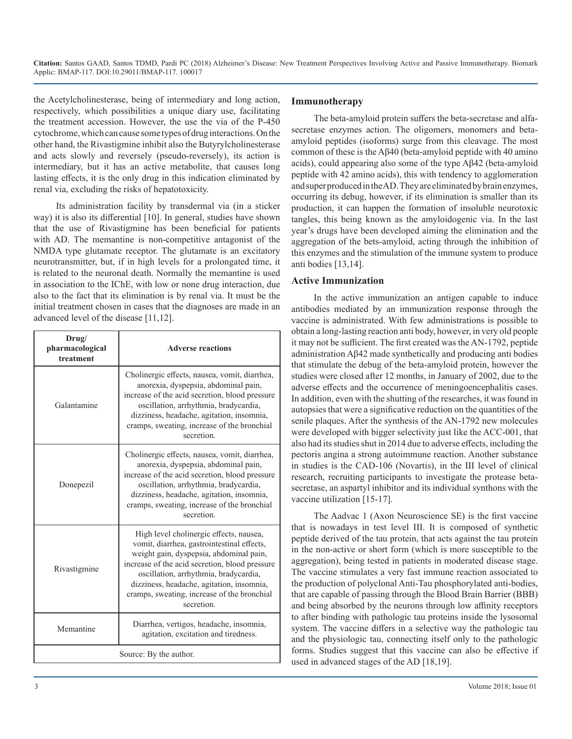the Acetylcholinesterase, being of intermediary and long action, respectively, which possibilities a unique diary use, facilitating the treatment accession. However, the use the via of the P-450 cytochrome, which can cause some types of drug interactions. On the other hand, the Rivastigmine inhibit also the Butyrylcholinesterase and acts slowly and reversely (pseudo-reversely), its action is intermediary, but it has an active metabolite, that causes long lasting effects, it is the only drug in this indication eliminated by renal via, excluding the risks of hepatotoxicity.

Its administration facility by transdermal via (in a sticker way) it is also its differential [10]. In general, studies have shown that the use of Rivastigmine has been beneficial for patients with AD. The memantine is non-competitive antagonist of the NMDA type glutamate receptor. The glutamate is an excitatory neurotransmitter, but, if in high levels for a prolongated time, it is related to the neuronal death. Normally the memantine is used in association to the IChE, with low or none drug interaction, due also to the fact that its elimination is by renal via. It must be the initial treatment chosen in cases that the diagnoses are made in an advanced level of the disease [11,12].

| Drug/ pharmacological treatment | Adverse reactions |
|---|---|
| Galantamine | Cholinergic effects, nausea, vomit, diarrhea, anorexia, dyspepsia, abdominal pain, increase of the acid secretion, blood pressure oscillation, arrhythmia, bradycardia, dizziness, headache, agitation, insomnia, cramps, sweating, increase of the bronchial secretion. |
| Donepezil | Cholinergic effects, nausea, vomit, diarrhea, anorexia, dyspepsia, abdominal pain, increase of the acid secretion, blood pressure oscillation, arrhythmia, bradycardia, dizziness, headache, agitation, insomnia, cramps, sweating, increase of the bronchial secretion. |
| Rivastigmine | High level cholinergic effects, nausea, vomit, diarrhea, gastrointestinal effects, weight gain, dyspepsia, abdominal pain, increase of the acid secretion, blood pressure oscillation, arrhythmia, bradycardia, dizziness, headache, agitation, insomnia, cramps, sweating, increase of the bronchial secretion. |
| Memantine | Diarrhea, vertigos, headache, insomnia, agitation, excitation and tiredness. |

Source: By the author.

## Immunotherapy

The beta-amyloid protein suffers the beta-secretase and alfa-secretase enzymes action. The oligomers, monomers and beta-amyloid peptides (isoforms) surge from this cleavage. The most common of these is the Aβ40 (beta-amyloid peptide with 40 amino acids), could appearing also some of the type Aβ42 (beta-amyloid peptide with 42 amino acids), this with tendency to agglomeration and super produced in the AD. They are eliminated by brain enzymes, occurring its debug, however, if its elimination is smaller than its production, it can happen the formation of insoluble neurotoxic tangles, this being known as the amyloidogenic via. In the last year's drugs have been developed aiming the elimination and the aggregation of the bets-amyloid, acting through the inhibition of this enzymes and the stimulation of the immune system to produce anti bodies [13,14].

## Active Immunization

In the active immunization an antigen capable to induce antibodies mediated by an immunization response through the vaccine is administrated. With few administrations is possible to obtain a long-lasting reaction anti body, however, in very old people it may not be sufficient. The first created was the AN-1792, peptide administration Aβ42 made synthetically and producing anti bodies that stimulate the debug of the beta-amyloid protein, however the studies were closed after 12 months, in January of 2002, due to the adverse effects and the occurrence of meningoencephalitis cases. In addition, even with the shutting of the researches, it was found in autopsies that were a significative reduction on the quantities of the senile plaques. After the synthesis of the AN-1792 new molecules were developed with bigger selectivity just like the ACC-001, that also had its studies shut in 2014 due to adverse effects, including the pectoris angina a strong autoimmune reaction. Another substance in studies is the CAD-106 (Novartis), in the III level of clinical research, recruiting participants to investigate the protease beta-secretase, an aspartyl inhibitor and its individual synthons with the vaccine utilization [15-17].

The Aadvac 1 (Axon Neuroscience SE) is the first vaccine that is nowadays in test level III. It is composed of synthetic peptide derived of the tau protein, that acts against the tau protein in the non-active or short form (which is more susceptible to the aggregation), being tested in patients in moderated disease stage. The vaccine stimulates a very fast immune reaction associated to the production of polyclonal Anti-Tau phosphorylated anti-bodies, that are capable of passing through the Blood Brain Barrier (BBB) and being absorbed by the neurons through low affinity receptors to after binding with pathologic tau proteins inside the lysosomal system. The vaccine differs in a selective way the pathologic tau and the physiologic tau, connecting itself only to the pathologic forms. Studies suggest that this vaccine can also be effective if used in advanced stages of the AD [18,19].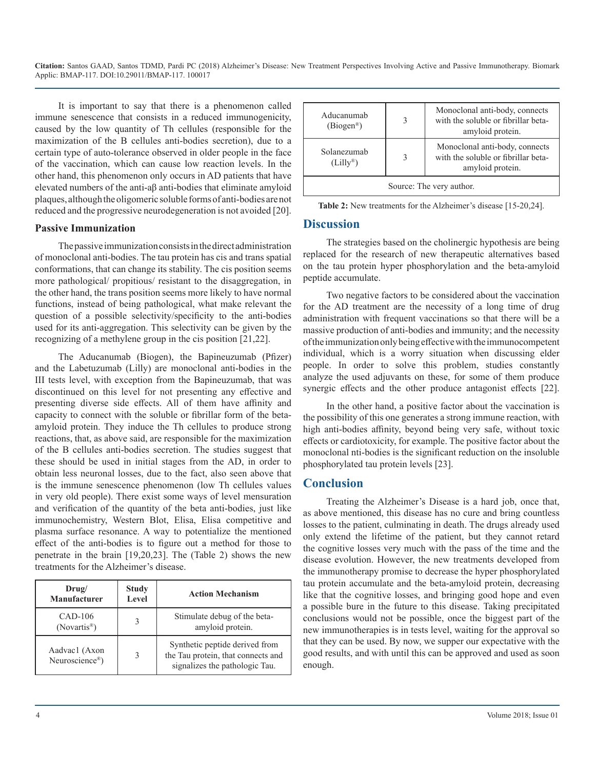It is important to say that there is a phenomenon called immune senescence that consists in a reduced immunogenicity, caused by the low quantity of Th cellules (responsible for the maximization of the B cellules anti-bodies secretion), due to a certain type of auto-tolerance observed in older people in the face of the vaccination, which can cause low reaction levels. In the other hand, this phenomenon only occurs in AD patients that have elevated numbers of the anti-aβ anti-bodies that eliminate amyloid plaques, although the oligomeric soluble forms of anti-bodies are not reduced and the progressive neurodegeneration is not avoided [20].

### Passive Immunization

The passive immunization consists in the direct administration of monoclonal anti-bodies. The tau protein has cis and trans spatial conformations, that can change its stability. The cis position seems more pathological/ propitious/ resistant to the disaggregation, in the other hand, the trans position seems more likely to have normal functions, instead of being pathological, what make relevant the question of a possible selectivity/specificity to the anti-bodies used for its anti-aggregation. This selectivity can be given by the recognizing of a methylene group in the cis position [21,22].

The Aducanumab (Biogen), the Bapineuzumab (Pfizer) and the Labetuzumab (Lilly) are monoclonal anti-bodies in the III tests level, with exception from the Bapineuzumab, that was discontinued on this level for not presenting any effective and presenting diverse side effects. All of them have affinity and capacity to connect with the soluble or fibrillar form of the beta-amyloid protein. They induce the Th cellules to produce strong reactions, that, as above said, are responsible for the maximization of the B cellules anti-bodies secretion. The studies suggest that these should be used in initial stages from the AD, in order to obtain less neuronal losses, due to the fact, also seen above that is the immune senescence phenomenon (low Th cellules values in very old people). There exist some ways of level mensuration and verification of the quantity of the beta anti-bodies, just like immunochemistry, Western Blot, Elisa, Elisa competitive and plasma surface resonance. A way to potentialize the mentioned effect of the anti-bodies is to figure out a method for those to penetrate in the brain [19,20,23]. The (Table 2) shows the new treatments for the Alzheimer's disease.

| Drug/ Manufacturer | Study Level | Action Mechanism |
|---|---|---|
| CAD-106 (Novartis®) | 3 | Stimulate debug of the beta-amyloid protein. |
| Aadvac1 (Axon Neuroscience®) | 3 | Synthetic peptide derived from the Tau protein, that connects and signalizes the pathologic Tau. |
| Aducanumab (Biogen®) | 3 | Monoclonal anti-body, connects with the soluble or fibrillar beta-amyloid protein. |
| Solanezumab (Lilly®) | 3 | Monoclonal anti-body, connects with the soluble or fibrillar beta-amyloid protein. |
| Source: The very author. | | |

**Table 2:** New treatments for the Alzheimer's disease [15-20,24].

## Discussion

The strategies based on the cholinergic hypothesis are being replaced for the research of new therapeutic alternatives based on the tau protein hyper phosphorylation and the beta-amyloid peptide accumulate.

Two negative factors to be considered about the vaccination for the AD treatment are the necessity of a long time of drug administration with frequent vaccinations so that there will be a massive production of anti-bodies and immunity; and the necessity of the immunization only being effective with the immunocompetent individual, which is a worry situation when discussing elder people. In order to solve this problem, studies constantly analyze the used adjuvants on these, for some of them produce synergic effects and the other produce antagonist effects [22].

In the other hand, a positive factor about the vaccination is the possibility of this one generates a strong immune reaction, with high anti-bodies affinity, beyond being very safe, without toxic effects or cardiotoxicity, for example. The positive factor about the monoclonal nti-bodies is the significant reduction on the insoluble phosphorylated tau protein levels [23].

## Conclusion

Treating the Alzheimer's Disease is a hard job, once that, as above mentioned, this disease has no cure and bring countless losses to the patient, culminating in death. The drugs already used only extend the lifetime of the patient, but they cannot retard the cognitive losses very much with the pass of the time and the disease evolution. However, the new treatments developed from the immunotherapy promise to decrease the hyper phosphorylated tau protein accumulate and the beta-amyloid protein, decreasing like that the cognitive losses, and bringing good hope and even a possible bure in the future to this disease. Taking precipitated conclusions would not be possible, once the biggest part of the new immunotherapies is in tests level, waiting for the approval so that they can be used. By now, we supper our expectative with the good results, and with until this can be approved and used as soon enough.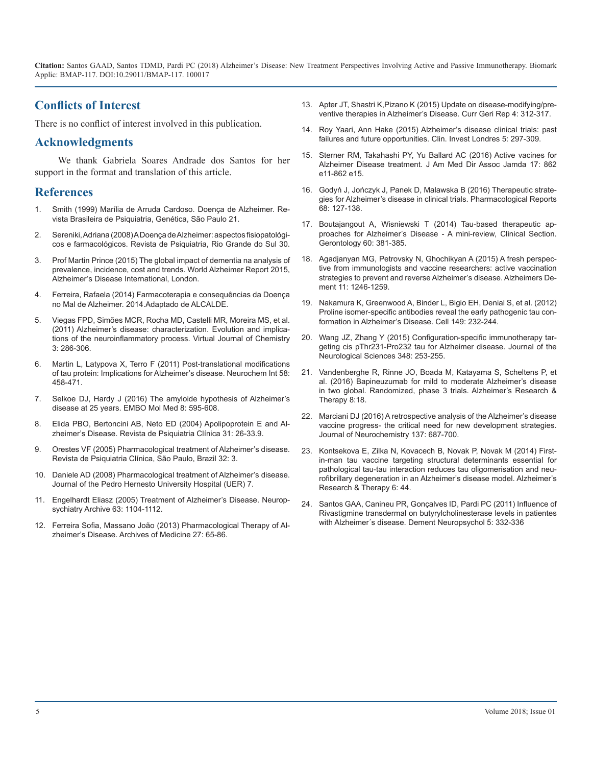## Conflicts of Interest

There is no conflict of interest involved in this publication.

## Acknowledgments

We thank Gabriela Soares Andrade dos Santos for her support in the format and translation of this article.

## References

1. Smith (1999) Marília de Arruda Cardoso. Doença de Alzheimer. Revista Brasileira de Psiquiatria, Genética, São Paulo 21.
2. Sereniki, Adriana (2008) A Doença de Alzheimer: aspectos fisiopatológicos e farmacológicos. Revista de Psiquiatria, Rio Grande do Sul 30.
3. Prof Martin Prince (2015) The global impact of dementia na analysis of prevalence, incidence, cost and trends. World Alzheimer Report 2015, Alzheimer's Disease International, London.
4. Ferreira, Rafaela (2014) Farmacoterapia e consequências da Doença no Mal de Alzheimer. 2014.Adaptado de ALCALDE.
5. Viegas FPD, Simões MCR, Rocha MD, Castelli MR, Moreira MS, et al. (2011) Alzheimer's disease: characterization. Evolution and implications of the neuroinflammatory process. Virtual Journal of Chemistry 3: 286-306.
6. Martin L, Latypova X, Terro F (2011) Post-translational modifications of tau protein: Implications for Alzheimer's disease. Neurochem Int 58: 458-471.
7. Selkoe DJ, Hardy J (2016) The amyloide hypothesis of Alzheimer's disease at 25 years. EMBO Mol Med 8: 595-608.
8. Elida PBO, Bertoncini AB, Neto ED (2004) Apolipoprotein E and Alzheimer's Disease. Revista de Psiquiatria Clínica 31: 26-33.9.
9. Orestes VF (2005) Pharmacological treatment of Alzheimer's disease. Revista de Psiquiatria Clínica, São Paulo, Brazil 32: 3.
10. Daniele AD (2008) Pharmacological treatment of Alzheimer's disease. Journal of the Pedro Hernesto University Hospital (UER) 7.
11. Engelhardt Eliasz (2005) Treatment of Alzheimer's Disease. Neuropsychiatry Archive 63: 1104-1112.
12. Ferreira Sofia, Massano João (2013) Pharmacological Therapy of Alzheimer's Disease. Archives of Medicine 27: 65-86.
13. Apter JT, Shastri K,Pizano K (2015) Update on disease-modifying/preventive therapies in Alzheimer's Disease. Curr Geri Rep 4: 312-317.
14. Roy Yaari, Ann Hake (2015) Alzheimer's disease clinical trials: past failures and future opportunities. Clin. Invest Londres 5: 297-309.
15. Sterner RM, Takahashi PY, Yu Ballard AC (2016) Active vacines for Alzheimer Disease treatment. J Am Med Dir Assoc Jamda 17: 862 e11-862 e15.
16. Godyń J, Jończyk J, Panek D, Malawska B (2016) Therapeutic strategies for Alzheimer's disease in clinical trials. Pharmacological Reports 68: 127-138.
17. Boutajangout A, Wisniewski T (2014) Tau-based therapeutic approaches for Alzheimer's Disease - A mini-review, Clinical Section. Gerontology 60: 381-385.
18. Agadjanyan MG, Petrovsky N, Ghochikyan A (2015) A fresh perspective from immunologists and vaccine researchers: active vaccination strategies to prevent and reverse Alzheimer's disease. Alzheimers Dement 11: 1246-1259.
19. Nakamura K, Greenwood A, Binder L, Bigio EH, Denial S, et al. (2012) Proline isomer-specific antibodies reveal the early pathogenic tau conformation in Alzheimer's Disease. Cell 149: 232-244.
20. Wang JZ, Zhang Y (2015) Configuration-specific immunotherapy targeting cis pThr231-Pro232 tau for Alzheimer disease. Journal of the Neurological Sciences 348: 253-255.
21. Vandenberghe R, Rinne JO, Boada M, Katayama S, Scheltens P, et al. (2016) Bapineuzumab for mild to moderate Alzheimer's disease in two global. Randomized, phase 3 trials. Alzheimer's Research & Therapy 8:18.
22. Marciani DJ (2016) A retrospective analysis of the Alzheimer's disease vaccine progress- the critical need for new development strategies. Journal of Neurochemistry 137: 687-700.
23. Kontsekova E, Zilka N, Kovacech B, Novak P, Novak M (2014) First-in-man tau vaccine targeting structural determinants essential for pathological tau-tau interaction reduces tau oligomerisation and neurofibrillary degeneration in an Alzheimer's disease model. Alzheimer's Research & Therapy 6: 44.
24. Santos GAA, Canineu PR, Gonçalves ID, Pardi PC (2011) Influence of Rivastigmine transdermal on butyrylcholinesterase levels in patientes with Alzheimer´s disease. Dement Neuropsychol 5: 332-336